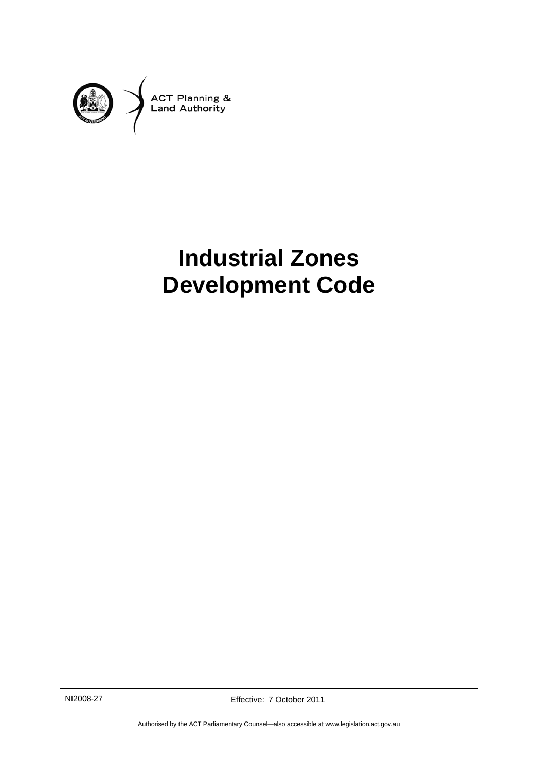ACT Planning &
Land Authority

# Industrial Zones Development Code

NI2008-27

Effective: 7 October 2011

Authorised by the ACT Parliamentary Counsel—also accessible at www.legislation.act.gov.au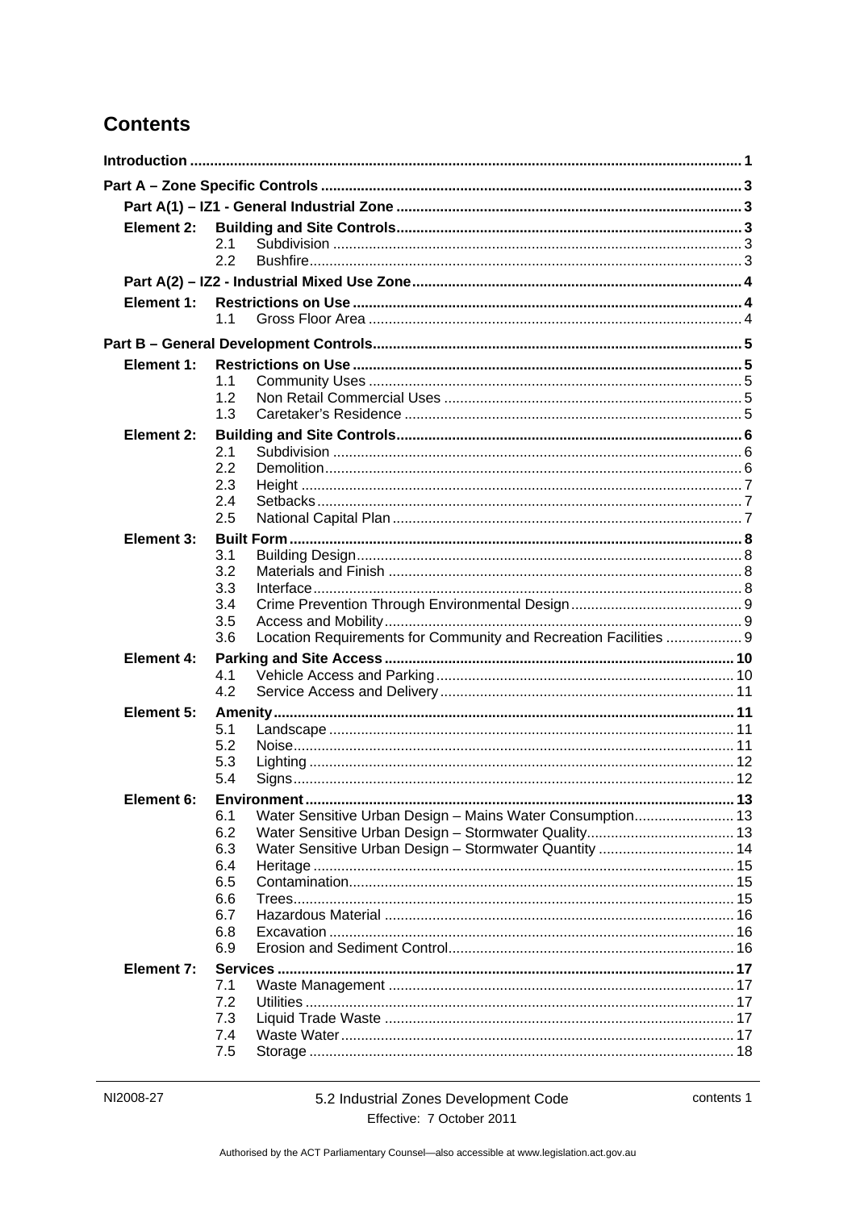# Contents

Introduction ........................................................................................................................................ 1

Part A – Zone Specific Controls ........................................................................................................ 3

Part A(1) – IZ1 - General Industrial Zone ...................................................................................... 3

Element 2: Building and Site Controls ..................................................................................... 3
- 2.1 Subdivision ...................................................................................................... 3
- 2.2 Bushfire ............................................................................................................ 3

Part A(2) – IZ2 - Industrial Mixed Use Zone .................................................................................. 4

Element 1: Restrictions on Use ................................................................................................ 4
- 1.1 Gross Floor Area ............................................................................................. 4

Part B – General Development Controls ........................................................................................... 5

Element 1: Restrictions on Use ................................................................................................ 5
- 1.1 Community Uses ............................................................................................. 5
- 1.2 Non Retail Commercial Uses .......................................................................... 5
- 1.3 Caretaker's Residence .................................................................................... 5

Element 2: Building and Site Controls ..................................................................................... 6
- 2.1 Subdivision ...................................................................................................... 6
- 2.2 Demolition ........................................................................................................ 6
- 2.3 Height .............................................................................................................. 7
- 2.4 Setbacks .......................................................................................................... 7
- 2.5 National Capital Plan ....................................................................................... 7

Element 3: Built Form ............................................................................................................... 8
- 3.1 Building Design ................................................................................................ 8
- 3.2 Materials and Finish ........................................................................................ 8
- 3.3 Interface .......................................................................................................... 8
- 3.4 Crime Prevention Through Environmental Design ........................................... 9
- 3.5 Access and Mobility ......................................................................................... 9
- 3.6 Location Requirements for Community and Recreation Facilities ................... 9

Element 4: Parking and Site Access ...................................................................................... 10
- 4.1 Vehicle Access and Parking .......................................................................... 10
- 4.2 Service Access and Delivery ......................................................................... 11

Element 5: Amenity ................................................................................................................. 11
- 5.1 Landscape ..................................................................................................... 11
- 5.2 Noise ............................................................................................................. 11
- 5.3 Lighting .......................................................................................................... 12
- 5.4 Signs ............................................................................................................. 12

Element 6: Environment ......................................................................................................... 13
- 6.1 Water Sensitive Urban Design – Mains Water Consumption ......................... 13
- 6.2 Water Sensitive Urban Design – Stormwater Quality ..................................... 13
- 6.3 Water Sensitive Urban Design – Stormwater Quantity .................................. 14
- 6.4 Heritage ......................................................................................................... 15
- 6.5 Contamination ................................................................................................ 15
- 6.6 Trees .............................................................................................................. 15
- 6.7 Hazardous Material ....................................................................................... 16
- 6.8 Excavation ..................................................................................................... 16
- 6.9 Erosion and Sediment Control ....................................................................... 16

Element 7: Services ................................................................................................................ 17
- 7.1 Waste Management ...................................................................................... 17
- 7.2 Utilities ........................................................................................................... 17
- 7.3 Liquid Trade Waste ....................................................................................... 17
- 7.4 Waste Water .................................................................................................. 17
- 7.5 Storage .......................................................................................................... 18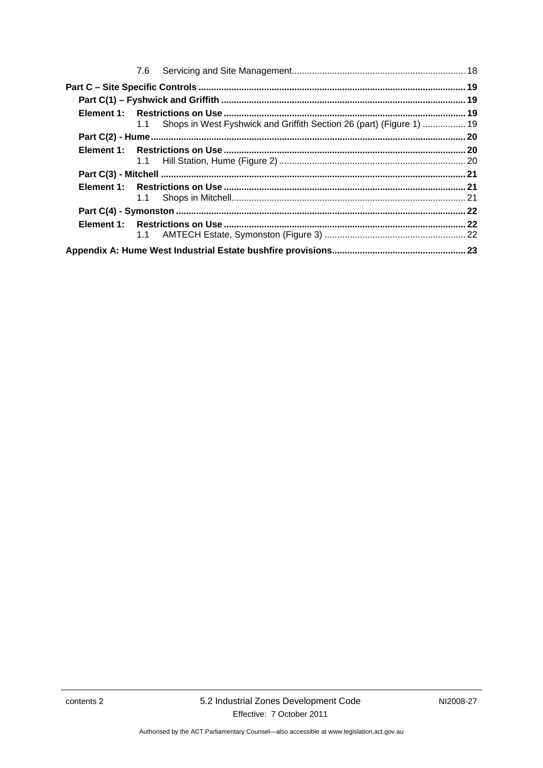7.6 Servicing and Site Management .................................................................... 18

**Part C – Site Specific Controls** ........................................................................................ **19**

**Part C(1) – Fyshwick and Griffith** ............................................................................... **19**

**Element 1: Restrictions on Use** .............................................................................. **19**

1.1 Shops in West Fyshwick and Griffith Section 26 (part) (Figure 1) ................. 19

**Part C(2) - Hume** ........................................................................................................... **20**

**Element 1: Restrictions on Use** .............................................................................. **20**

1.1 Hill Station, Hume (Figure 2) ......................................................................... 20

**Part C(3) - Mitchell** ....................................................................................................... **21**

**Element 1: Restrictions on Use** .............................................................................. **21**

1.1 Shops in Mitchell ............................................................................................ 21

**Part C(4) - Symonston** ................................................................................................. **22**

**Element 1: Restrictions on Use** .............................................................................. **22**

1.1 AMTECH Estate, Symonston (Figure 3) ........................................................ 22

**Appendix A: Hume West Industrial Estate bushfire provisions** .................................................... **23**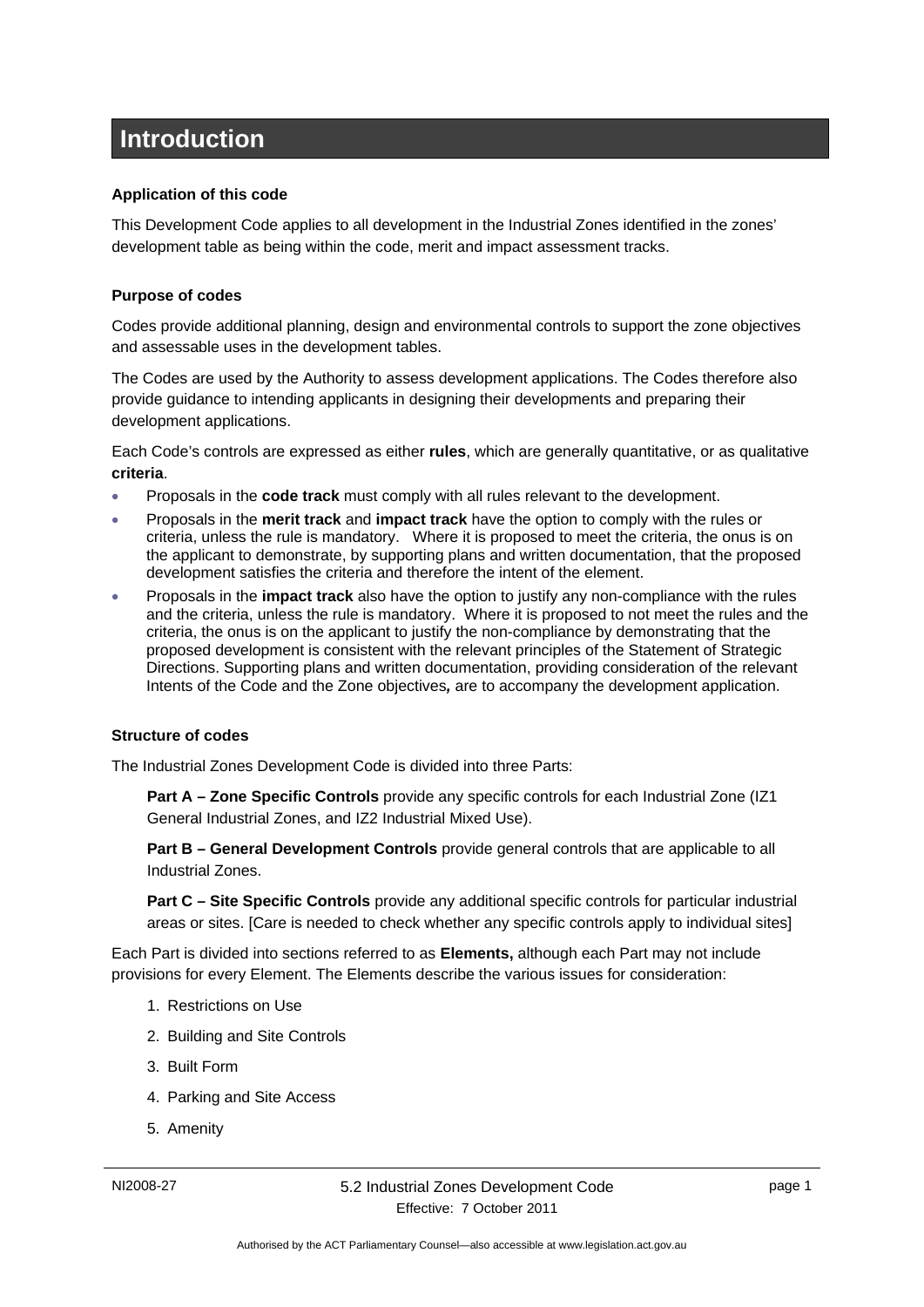# Introduction

**Application of this code**

This Development Code applies to all development in the Industrial Zones identified in the zones' development table as being within the code, merit and impact assessment tracks.

**Purpose of codes**

Codes provide additional planning, design and environmental controls to support the zone objectives and assessable uses in the development tables.

The Codes are used by the Authority to assess development applications. The Codes therefore also provide guidance to intending applicants in designing their developments and preparing their development applications.

Each Code's controls are expressed as either **rules**, which are generally quantitative, or as qualitative **criteria**.

- Proposals in the **code track** must comply with all rules relevant to the development.
- Proposals in the **merit track** and **impact track** have the option to comply with the rules or criteria, unless the rule is mandatory. Where it is proposed to meet the criteria, the onus is on the applicant to demonstrate, by supporting plans and written documentation, that the proposed development satisfies the criteria and therefore the intent of the element.
- Proposals in the **impact track** also have the option to justify any non-compliance with the rules and the criteria, unless the rule is mandatory. Where it is proposed to not meet the rules and the criteria, the onus is on the applicant to justify the non-compliance by demonstrating that the proposed development is consistent with the relevant principles of the Statement of Strategic Directions. Supporting plans and written documentation, providing consideration of the relevant Intents of the Code and the Zone objectives***,*** are to accompany the development application.

**Structure of codes**

The Industrial Zones Development Code is divided into three Parts:

> **Part A – Zone Specific Controls** provide any specific controls for each Industrial Zone (IZ1 General Industrial Zones, and IZ2 Industrial Mixed Use).
>
> **Part B – General Development Controls** provide general controls that are applicable to all Industrial Zones.
>
> **Part C – Site Specific Controls** provide any additional specific controls for particular industrial areas or sites. [Care is needed to check whether any specific controls apply to individual sites]

Each Part is divided into sections referred to as **Elements,** although each Part may not include provisions for every Element. The Elements describe the various issues for consideration:

1. Restrictions on Use
2. Building and Site Controls
3. Built Form
4. Parking and Site Access
5. Amenity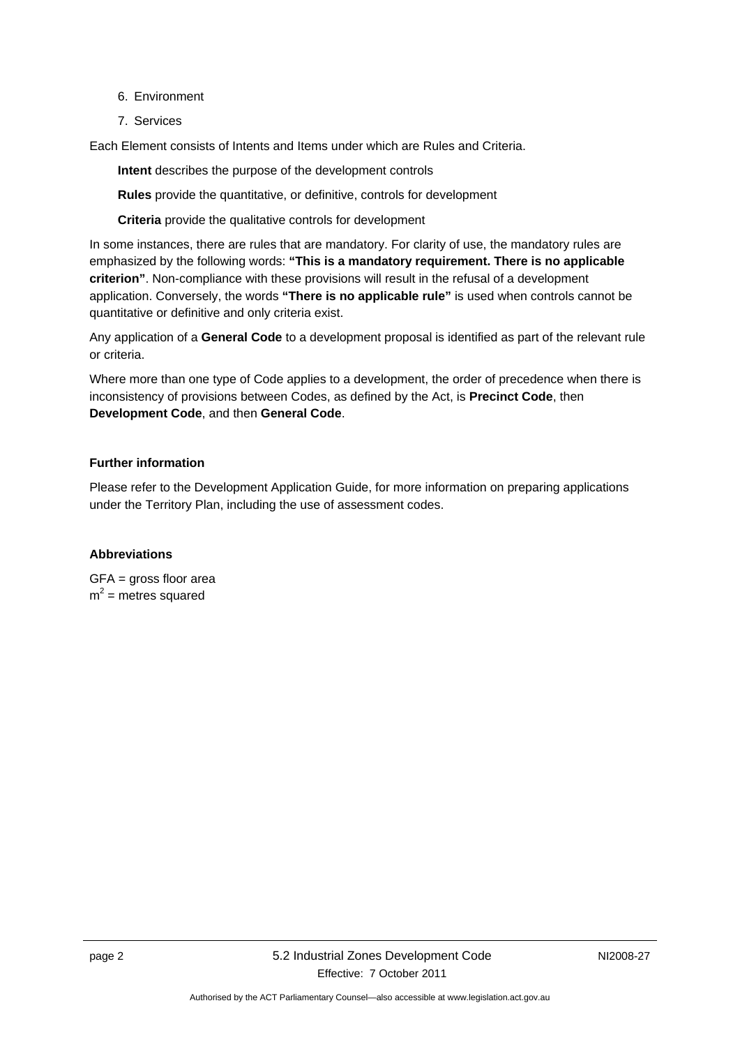6. Environment
7. Services

Each Element consists of Intents and Items under which are Rules and Criteria.

**Intent** describes the purpose of the development controls

**Rules** provide the quantitative, or definitive, controls for development

**Criteria** provide the qualitative controls for development

In some instances, there are rules that are mandatory. For clarity of use, the mandatory rules are emphasized by the following words: **"This is a mandatory requirement. There is no applicable criterion"**. Non-compliance with these provisions will result in the refusal of a development application. Conversely, the words **"There is no applicable rule"** is used when controls cannot be quantitative or definitive and only criteria exist.

Any application of a **General Code** to a development proposal is identified as part of the relevant rule or criteria.

Where more than one type of Code applies to a development, the order of precedence when there is inconsistency of provisions between Codes, as defined by the Act, is **Precinct Code**, then **Development Code**, and then **General Code**.

**Further information**

Please refer to the Development Application Guide, for more information on preparing applications under the Territory Plan, including the use of assessment codes.

**Abbreviations**

GFA = gross floor area
$m^2$ = metres squared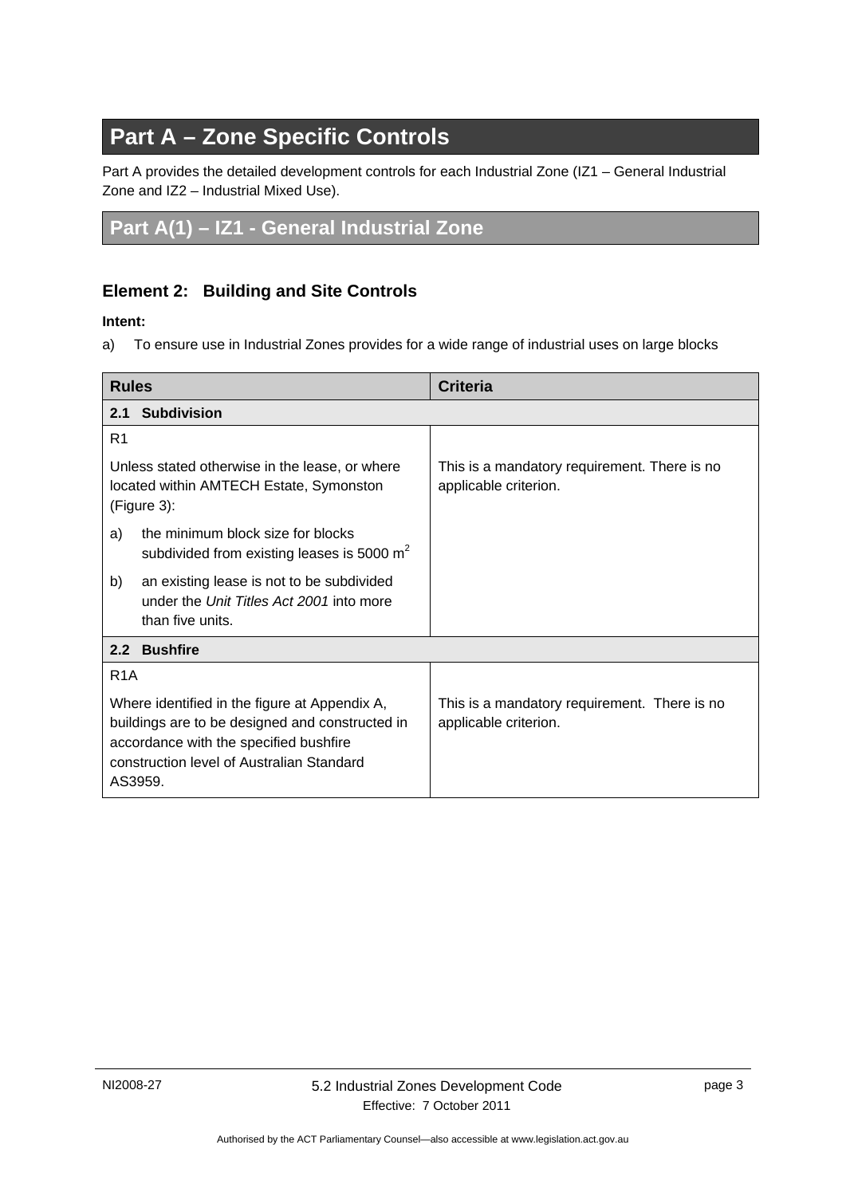# Part A – Zone Specific Controls

Part A provides the detailed development controls for each Industrial Zone (IZ1 – General Industrial Zone and IZ2 – Industrial Mixed Use).

## Part A(1) – IZ1 - General Industrial Zone

### Element 2: Building and Site Controls

**Intent:**

a) To ensure use in Industrial Zones provides for a wide range of industrial uses on large blocks

| Rules | Criteria |
|---|---|
| **2.1 Subdivision** | |
| R1<br><br>Unless stated otherwise in the lease, or where located within AMTECH Estate, Symonston (Figure 3):<br><br>a) the minimum block size for blocks subdivided from existing leases is 5000 $m^2$<br><br>b) an existing lease is not to be subdivided under the *Unit Titles Act 2001* into more than five units. | This is a mandatory requirement. There is no applicable criterion. |
| **2.2 Bushfire** | |
| R1A<br><br>Where identified in the figure at Appendix A, buildings are to be designed and constructed in accordance with the specified bushfire construction level of Australian Standard AS3959. | This is a mandatory requirement. There is no applicable criterion. |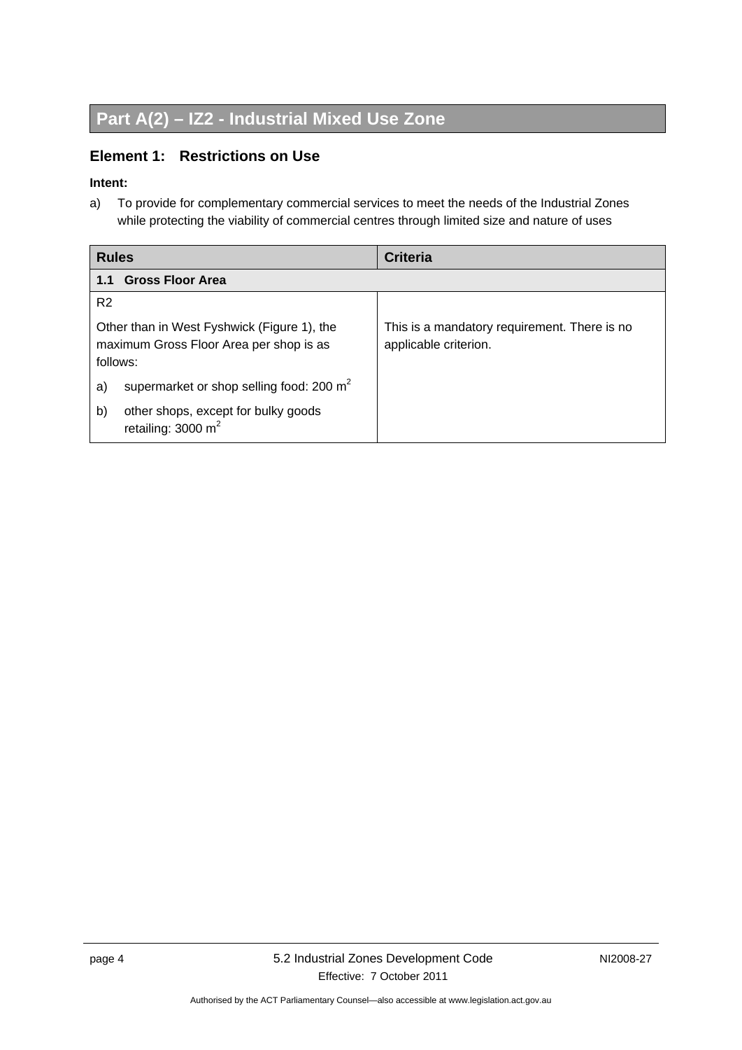# Part A(2) – IZ2 - Industrial Mixed Use Zone

## Element 1: Restrictions on Use

**Intent:**

a) To provide for complementary commercial services to meet the needs of the Industrial Zones while protecting the viability of commercial centres through limited size and nature of uses

| Rules | Criteria |
|---|---|
| **1.1 Gross Floor Area** | |
| R2<br><br>Other than in West Fyshwick (Figure 1), the maximum Gross Floor Area per shop is as follows:<br><br>a) supermarket or shop selling food: 200 $m^2$<br><br>b) other shops, except for bulky goods retailing: 3000 $m^2$ | This is a mandatory requirement. There is no applicable criterion. |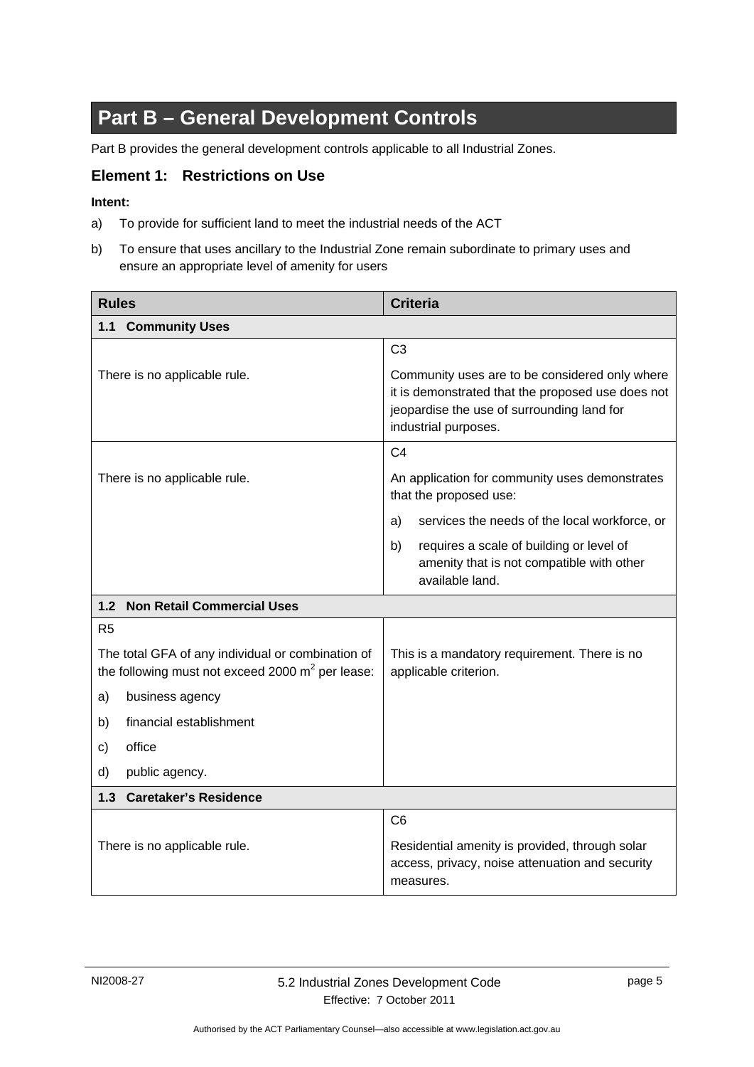# Part B – General Development Controls

Part B provides the general development controls applicable to all Industrial Zones.

## Element 1: Restrictions on Use

**Intent:**

a) To provide for sufficient land to meet the industrial needs of the ACT

b) To ensure that uses ancillary to the Industrial Zone remain subordinate to primary uses and ensure an appropriate level of amenity for users

| Rules | Criteria |
|---|---|
| **1.1 Community Uses** | |
| There is no applicable rule. | C3<br><br>Community uses are to be considered only where it is demonstrated that the proposed use does not jeopardise the use of surrounding land for industrial purposes. |
| There is no applicable rule. | C4<br><br>An application for community uses demonstrates that the proposed use:<br><br>a) services the needs of the local workforce, or<br><br>b) requires a scale of building or level of amenity that is not compatible with other available land. |
| **1.2 Non Retail Commercial Uses** | |
| R5<br><br>The total GFA of any individual or combination of the following must not exceed 2000 $m^2$ per lease:<br><br>a) business agency<br><br>b) financial establishment<br><br>c) office<br><br>d) public agency. | This is a mandatory requirement. There is no applicable criterion. |
| **1.3 Caretaker's Residence** | |
| There is no applicable rule. | C6<br><br>Residential amenity is provided, through solar access, privacy, noise attenuation and security measures. |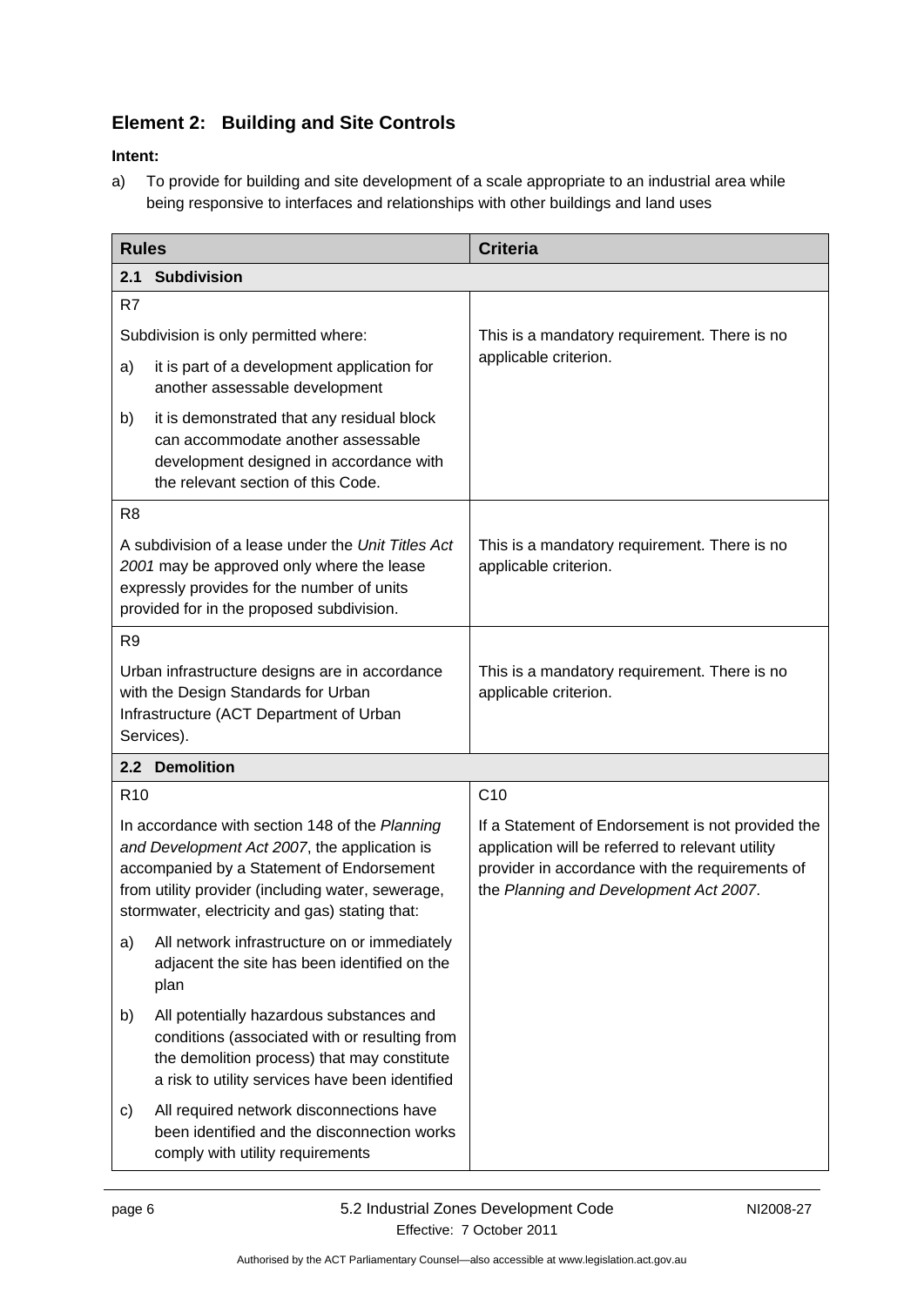## Element 2: Building and Site Controls

**Intent:**

a) To provide for building and site development of a scale appropriate to an industrial area while being responsive to interfaces and relationships with other buildings and land uses

| Rules | Criteria |
|---|---|
| **2.1 Subdivision** | |
| R7<br><br>Subdivision is only permitted where:<br><br>a) it is part of a development application for another assessable development<br><br>b) it is demonstrated that any residual block can accommodate another assessable development designed in accordance with the relevant section of this Code. | This is a mandatory requirement. There is no applicable criterion. |
| R8<br><br>A subdivision of a lease under the *Unit Titles Act 2001* may be approved only where the lease expressly provides for the number of units provided for in the proposed subdivision. | This is a mandatory requirement. There is no applicable criterion. |
| R9<br><br>Urban infrastructure designs are in accordance with the Design Standards for Urban Infrastructure (ACT Department of Urban Services). | This is a mandatory requirement. There is no applicable criterion. |
| **2.2 Demolition** | |
| R10<br><br>In accordance with section 148 of the *Planning and Development Act 2007*, the application is accompanied by a Statement of Endorsement from utility provider (including water, sewerage, stormwater, electricity and gas) stating that:<br><br>a) All network infrastructure on or immediately adjacent the site has been identified on the plan<br><br>b) All potentially hazardous substances and conditions (associated with or resulting from the demolition process) that may constitute a risk to utility services have been identified<br><br>c) All required network disconnections have been identified and the disconnection works comply with utility requirements | C10<br><br>If a Statement of Endorsement is not provided the application will be referred to relevant utility provider in accordance with the requirements of the *Planning and Development Act 2007*. |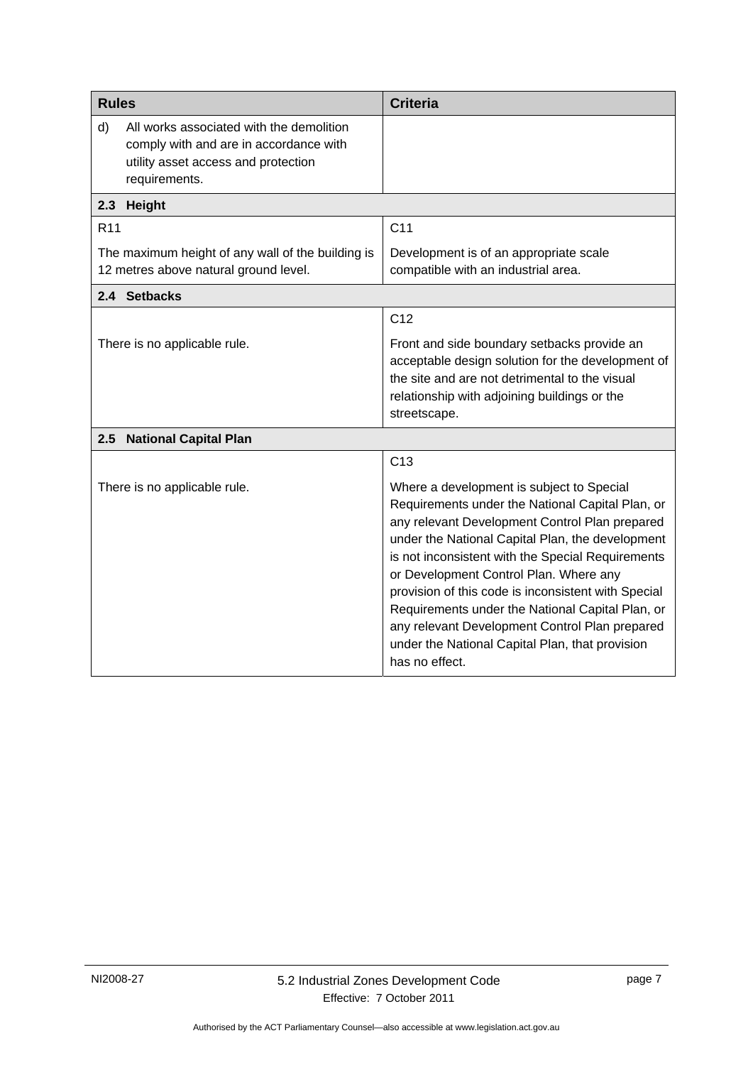| Rules | Criteria |
|---|---|
| d) All works associated with the demolition comply with and are in accordance with utility asset access and protection requirements. | |
| **2.3 Height** | |
| R11<br><br>The maximum height of any wall of the building is 12 metres above natural ground level. | C11<br><br>Development is of an appropriate scale compatible with an industrial area. |
| **2.4 Setbacks** | |
| There is no applicable rule. | C12<br><br>Front and side boundary setbacks provide an acceptable design solution for the development of the site and are not detrimental to the visual relationship with adjoining buildings or the streetscape. |
| **2.5 National Capital Plan** | |
| There is no applicable rule. | C13<br><br>Where a development is subject to Special Requirements under the National Capital Plan, or any relevant Development Control Plan prepared under the National Capital Plan, the development is not inconsistent with the Special Requirements or Development Control Plan. Where any provision of this code is inconsistent with Special Requirements under the National Capital Plan, or any relevant Development Control Plan prepared under the National Capital Plan, that provision has no effect. |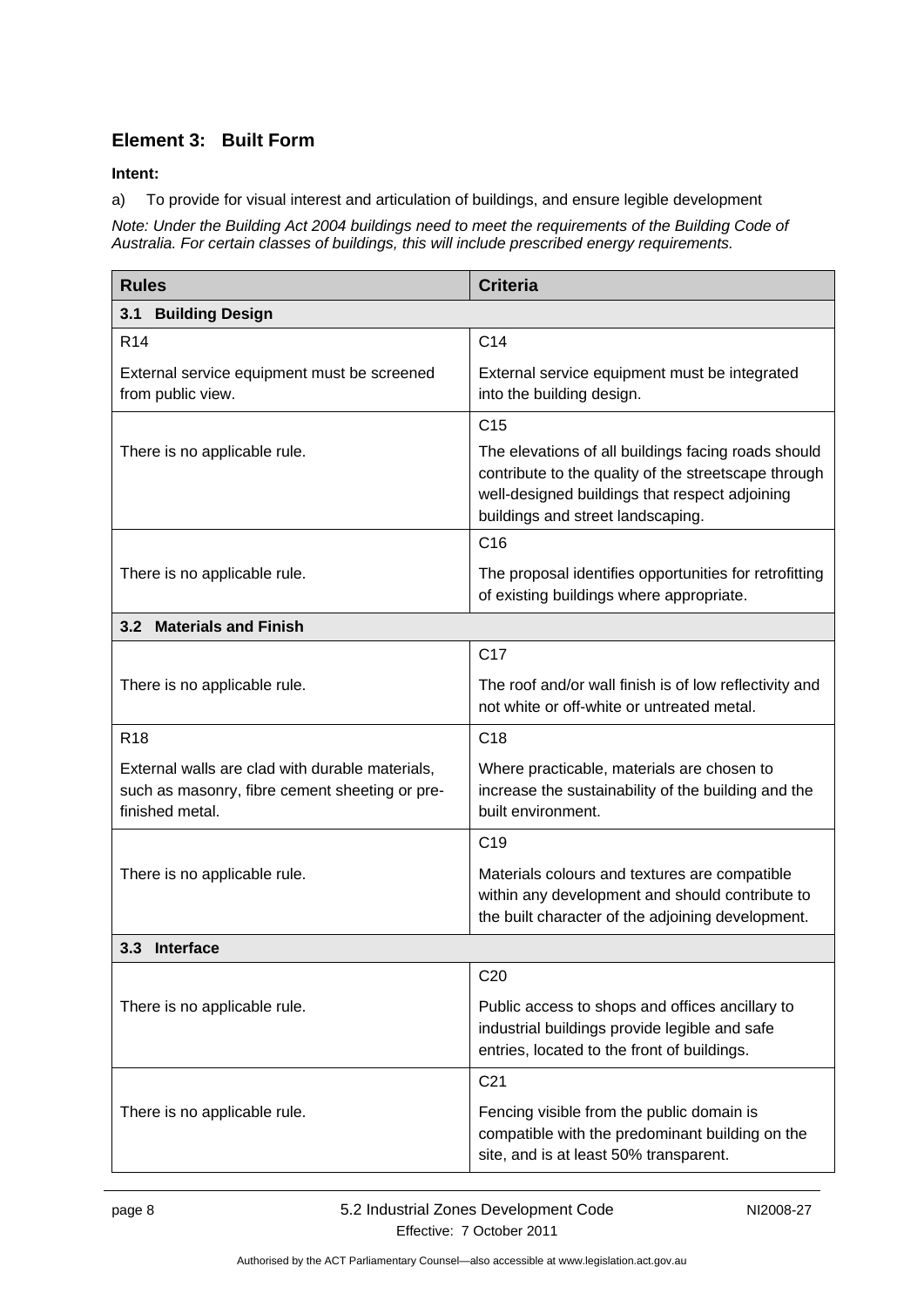## Element 3: Built Form

**Intent:**

a) To provide for visual interest and articulation of buildings, and ensure legible development

*Note: Under the Building Act 2004 buildings need to meet the requirements of the Building Code of Australia. For certain classes of buildings, this will include prescribed energy requirements.*

| Rules | Criteria |
|---|---|
| **3.1 Building Design** | |
| R14<br><br>External service equipment must be screened from public view. | C14<br><br>External service equipment must be integrated into the building design. |
| There is no applicable rule. | C15<br><br>The elevations of all buildings facing roads should contribute to the quality of the streetscape through well-designed buildings that respect adjoining buildings and street landscaping. |
| There is no applicable rule. | C16<br><br>The proposal identifies opportunities for retrofitting of existing buildings where appropriate. |
| **3.2 Materials and Finish** | |
| There is no applicable rule. | C17<br><br>The roof and/or wall finish is of low reflectivity and not white or off-white or untreated metal. |
| R18<br><br>External walls are clad with durable materials, such as masonry, fibre cement sheeting or pre-finished metal. | C18<br><br>Where practicable, materials are chosen to increase the sustainability of the building and the built environment. |
| There is no applicable rule. | C19<br><br>Materials colours and textures are compatible within any development and should contribute to the built character of the adjoining development. |
| **3.3 Interface** | |
| There is no applicable rule. | C20<br><br>Public access to shops and offices ancillary to industrial buildings provide legible and safe entries, located to the front of buildings. |
| There is no applicable rule. | C21<br><br>Fencing visible from the public domain is compatible with the predominant building on the site, and is at least 50% transparent. |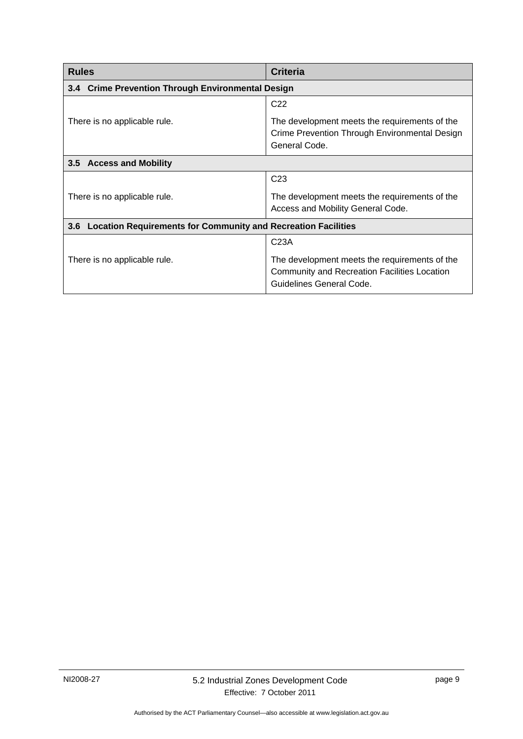| Rules | Criteria |
|---|---|
| **3.4 Crime Prevention Through Environmental Design** | |
| There is no applicable rule. | C22<br><br>The development meets the requirements of the Crime Prevention Through Environmental Design General Code. |
| **3.5 Access and Mobility** | |
| There is no applicable rule. | C23<br><br>The development meets the requirements of the Access and Mobility General Code. |
| **3.6 Location Requirements for Community and Recreation Facilities** | |
| There is no applicable rule. | C23A<br><br>The development meets the requirements of the Community and Recreation Facilities Location Guidelines General Code. |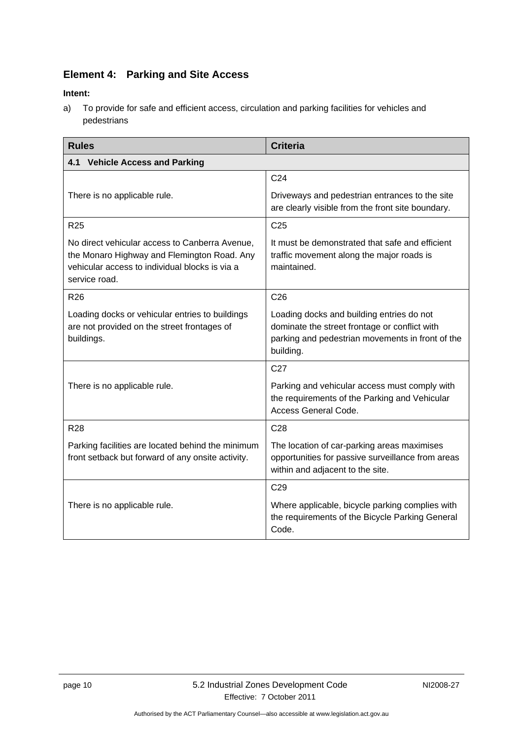## Element 4: Parking and Site Access

**Intent:**

a) To provide for safe and efficient access, circulation and parking facilities for vehicles and pedestrians

| Rules | Criteria |
|---|---|
| **4.1 Vehicle Access and Parking** | |
| There is no applicable rule. | C24<br><br>Driveways and pedestrian entrances to the site are clearly visible from the front site boundary. |
| R25<br><br>No direct vehicular access to Canberra Avenue, the Monaro Highway and Flemington Road. Any vehicular access to individual blocks is via a service road. | C25<br><br>It must be demonstrated that safe and efficient traffic movement along the major roads is maintained. |
| R26<br><br>Loading docks or vehicular entries to buildings are not provided on the street frontages of buildings. | C26<br><br>Loading docks and building entries do not dominate the street frontage or conflict with parking and pedestrian movements in front of the building. |
| There is no applicable rule. | C27<br><br>Parking and vehicular access must comply with the requirements of the Parking and Vehicular Access General Code. |
| R28<br><br>Parking facilities are located behind the minimum front setback but forward of any onsite activity. | C28<br><br>The location of car-parking areas maximises opportunities for passive surveillance from areas within and adjacent to the site. |
| There is no applicable rule. | C29<br><br>Where applicable, bicycle parking complies with the requirements of the Bicycle Parking General Code. |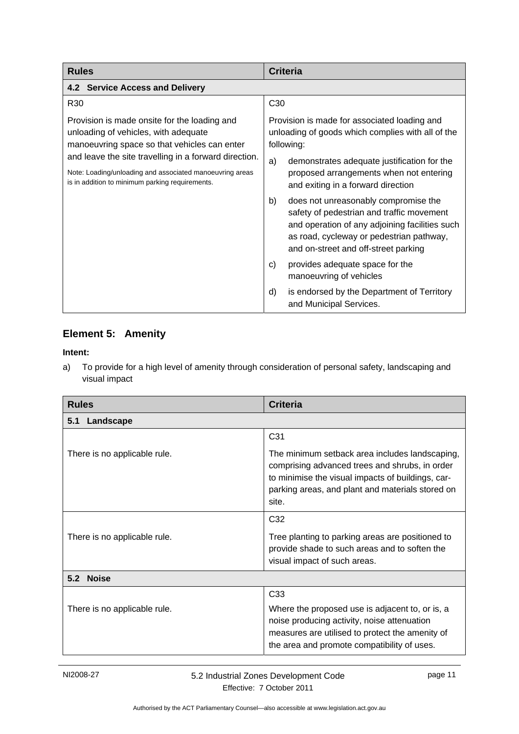| Rules | Criteria |
|---|---|
| **4.2 Service Access and Delivery** | |
| R30<br><br>Provision is made onsite for the loading and unloading of vehicles, with adequate manoeuvring space so that vehicles can enter and leave the site travelling in a forward direction.<br><br>Note: Loading/unloading and associated manoeuvring areas is in addition to minimum parking requirements. | C30<br><br>Provision is made for associated loading and unloading of goods which complies with all of the following:<br><br>a) demonstrates adequate justification for the proposed arrangements when not entering and exiting in a forward direction<br><br>b) does not unreasonably compromise the safety of pedestrian and traffic movement and operation of any adjoining facilities such as road, cycleway or pedestrian pathway, and on-street and off-street parking<br><br>c) provides adequate space for the manoeuvring of vehicles<br><br>d) is endorsed by the Department of Territory and Municipal Services. |

## Element 5: Amenity

**Intent:**

a) To provide for a high level of amenity through consideration of personal safety, landscaping and visual impact

| Rules | Criteria |
|---|---|
| **5.1 Landscape** | |
| There is no applicable rule. | C31<br><br>The minimum setback area includes landscaping, comprising advanced trees and shrubs, in order to minimise the visual impacts of buildings, car-parking areas, and plant and materials stored on site. |
| There is no applicable rule. | C32<br><br>Tree planting to parking areas are positioned to provide shade to such areas and to soften the visual impact of such areas. |
| **5.2 Noise** | |
| There is no applicable rule. | C33<br><br>Where the proposed use is adjacent to, or is, a noise producing activity, noise attenuation measures are utilised to protect the amenity of the area and promote compatibility of uses. |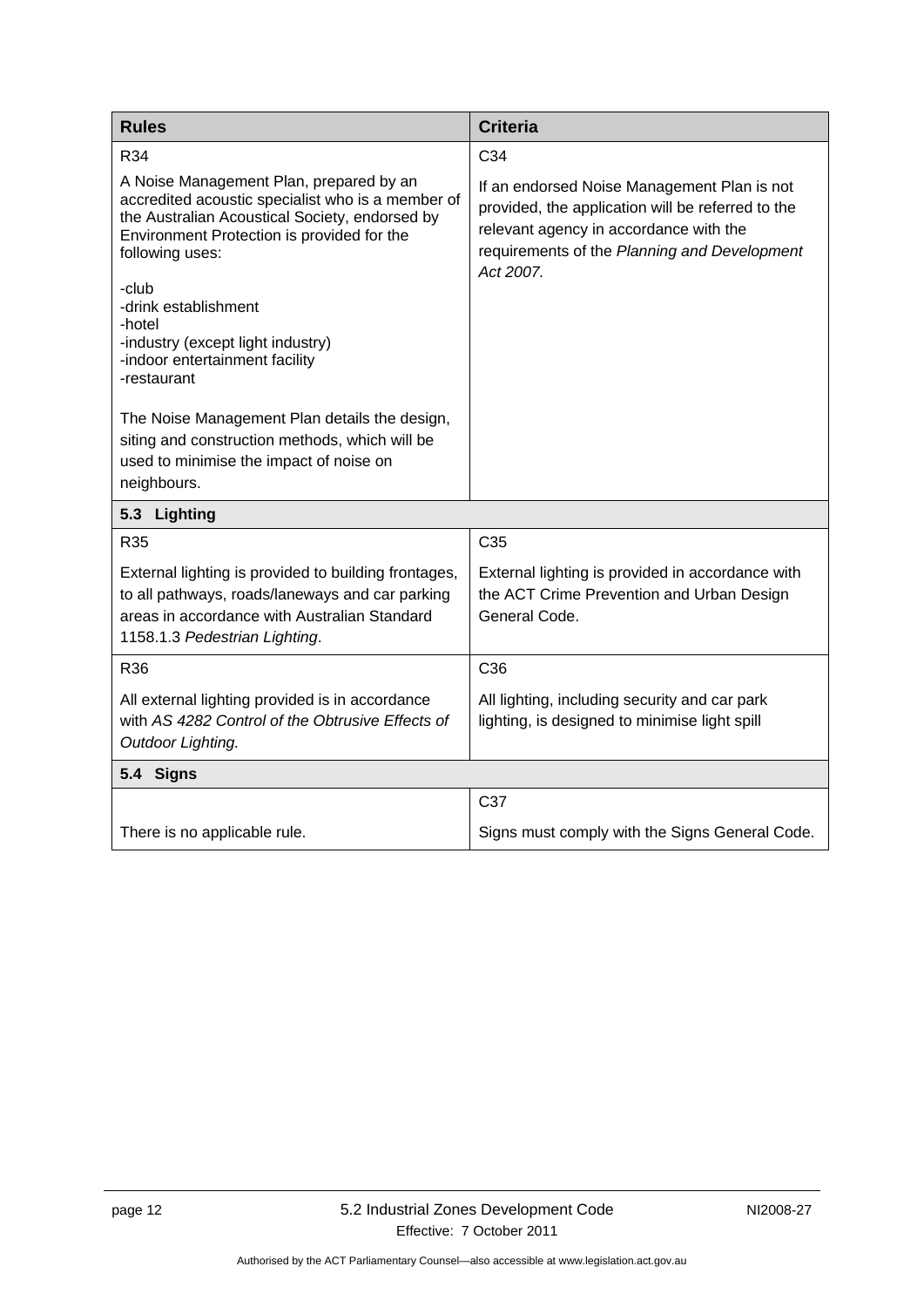| Rules | Criteria |
|---|---|
| R34<br><br>A Noise Management Plan, prepared by an accredited acoustic specialist who is a member of the Australian Acoustical Society, endorsed by Environment Protection is provided for the following uses:<br><br>-club<br>-drink establishment<br>-hotel<br>-industry (except light industry)<br>-indoor entertainment facility<br>-restaurant<br><br>The Noise Management Plan details the design, siting and construction methods, which will be used to minimise the impact of noise on neighbours. | C34<br><br>If an endorsed Noise Management Plan is not provided, the application will be referred to the relevant agency in accordance with the requirements of the *Planning and Development Act 2007.* |
| **5.3 Lighting** | |
| R35<br><br>External lighting is provided to building frontages, to all pathways, roads/laneways and car parking areas in accordance with Australian Standard 1158.1.3 *Pedestrian Lighting*. | C35<br><br>External lighting is provided in accordance with the ACT Crime Prevention and Urban Design General Code. |
| R36<br><br>All external lighting provided is in accordance with *AS 4282 Control of the Obtrusive Effects of Outdoor Lighting.* | C36<br><br>All lighting, including security and car park lighting, is designed to minimise light spill |
| **5.4 Signs** | |
| There is no applicable rule. | C37<br><br>Signs must comply with the Signs General Code. |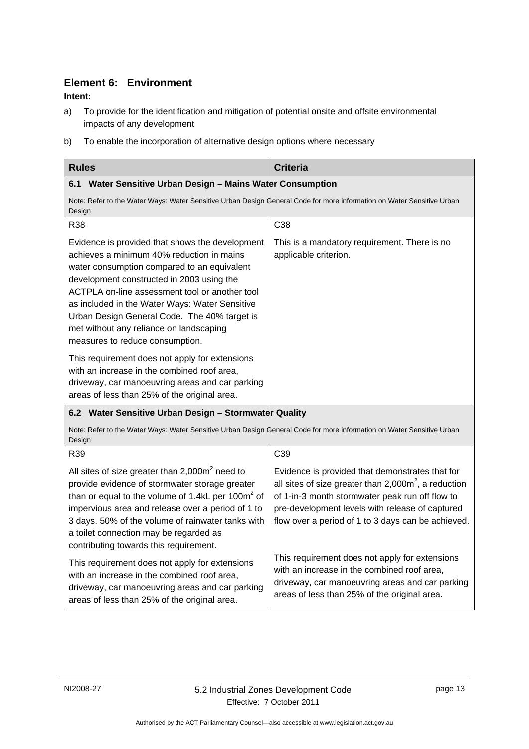## Element 6: Environment

**Intent:**

a) To provide for the identification and mitigation of potential onsite and offsite environmental impacts of any development

b) To enable the incorporation of alternative design options where necessary

| **Rules** | **Criteria** |
|---|---|
| **6.1 Water Sensitive Urban Design – Mains Water Consumption** | |
| Note: Refer to the Water Ways: Water Sensitive Urban Design General Code for more information on Water Sensitive Urban Design | |
| R38<br><br>Evidence is provided that shows the development achieves a minimum 40% reduction in mains water consumption compared to an equivalent development constructed in 2003 using the ACTPLA on-line assessment tool or another tool as included in the Water Ways: Water Sensitive Urban Design General Code. The 40% target is met without any reliance on landscaping measures to reduce consumption.<br><br>This requirement does not apply for extensions with an increase in the combined roof area, driveway, car manoeuvring areas and car parking areas of less than 25% of the original area. | C38<br><br>This is a mandatory requirement. There is no applicable criterion. |
| **6.2 Water Sensitive Urban Design – Stormwater Quality** | |
| Note: Refer to the Water Ways: Water Sensitive Urban Design General Code for more information on Water Sensitive Urban Design | |
| R39<br><br>All sites of size greater than 2,000m$^2$ need to provide evidence of stormwater storage greater than or equal to the volume of 1.4kL per 100m$^2$ of impervious area and release over a period of 1 to 3 days. 50% of the volume of rainwater tanks with a toilet connection may be regarded as contributing towards this requirement.<br><br>This requirement does not apply for extensions with an increase in the combined roof area, driveway, car manoeuvring areas and car parking areas of less than 25% of the original area. | C39<br><br>Evidence is provided that demonstrates that for all sites of size greater than 2,000m$^2$, a reduction of 1-in-3 month stormwater peak run off flow to pre-development levels with release of captured flow over a period of 1 to 3 days can be achieved.<br><br>This requirement does not apply for extensions with an increase in the combined roof area, driveway, car manoeuvring areas and car parking areas of less than 25% of the original area. |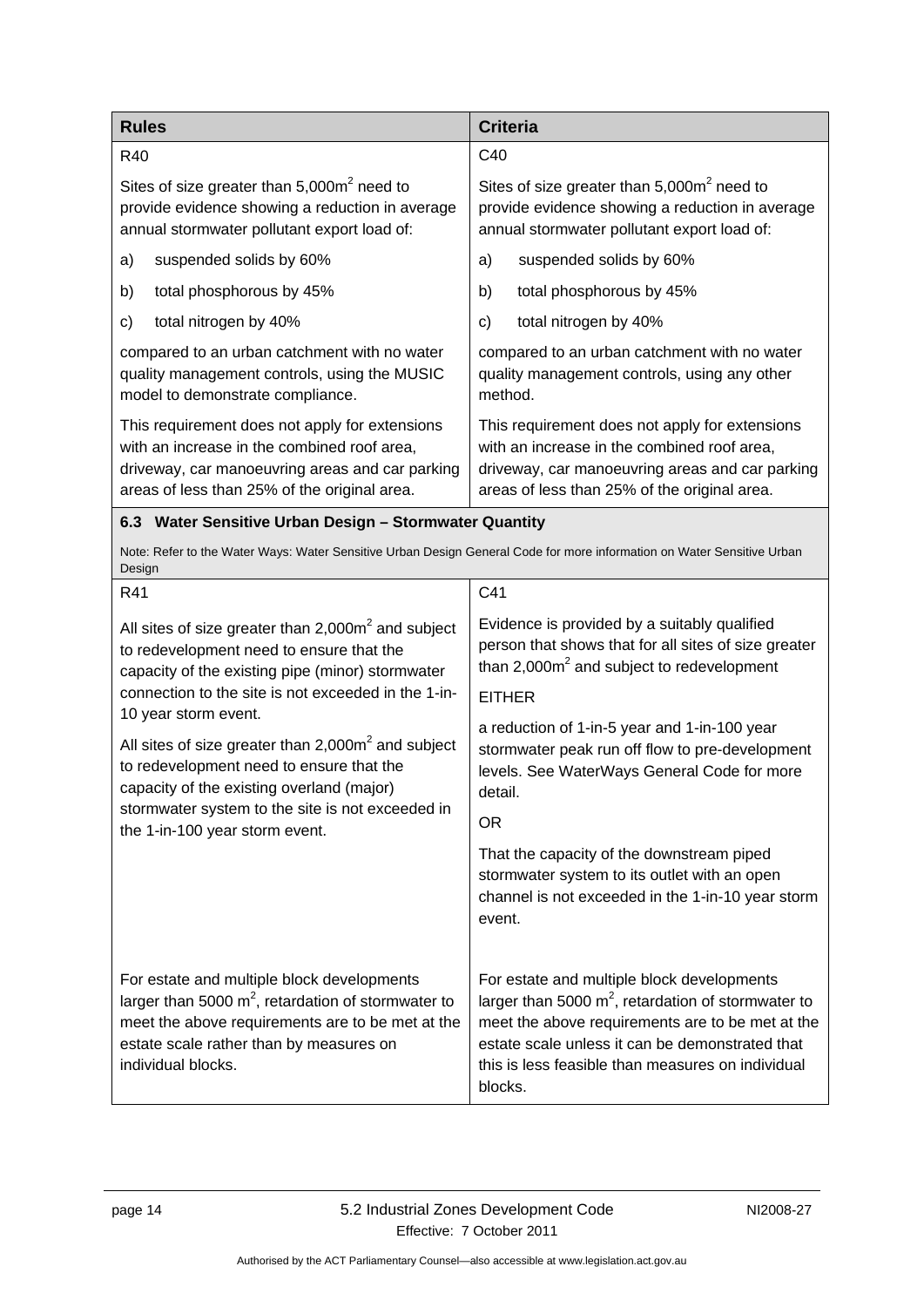| **Rules** | **Criteria** |
|---|---|
| R40 | C40 |
| Sites of size greater than 5,000m$^2$ need to provide evidence showing a reduction in average annual stormwater pollutant export load of: | Sites of size greater than 5,000m$^2$ need to provide evidence showing a reduction in average annual stormwater pollutant export load of: |
| a) suspended solids by 60% | a) suspended solids by 60% |
| b) total phosphorous by 45% | b) total phosphorous by 45% |
| c) total nitrogen by 40% | c) total nitrogen by 40% |
| compared to an urban catchment with no water quality management controls, using the MUSIC model to demonstrate compliance. | compared to an urban catchment with no water quality management controls, using any other method. |
| This requirement does not apply for extensions with an increase in the combined roof area, driveway, car manoeuvring areas and car parking areas of less than 25% of the original area. | This requirement does not apply for extensions with an increase in the combined roof area, driveway, car manoeuvring areas and car parking areas of less than 25% of the original area. |
| **6.3 Water Sensitive Urban Design – Stormwater Quantity** | |
| Note: Refer to the Water Ways: Water Sensitive Urban Design General Code for more information on Water Sensitive Urban Design | |
| R41 | C41 |
| All sites of size greater than 2,000m$^2$ and subject to redevelopment need to ensure that the capacity of the existing pipe (minor) stormwater connection to the site is not exceeded in the 1-in-10 year storm event.<br><br>All sites of size greater than 2,000m$^2$ and subject to redevelopment need to ensure that the capacity of the existing overland (major) stormwater system to the site is not exceeded in the 1-in-100 year storm event. | Evidence is provided by a suitably qualified person that shows that for all sites of size greater than 2,000m$^2$ and subject to redevelopment<br><br>EITHER<br><br>a reduction of 1-in-5 year and 1-in-100 year stormwater peak run off flow to pre-development levels. See WaterWays General Code for more detail.<br><br>OR<br><br>That the capacity of the downstream piped stormwater system to its outlet with an open channel is not exceeded in the 1-in-10 year storm event. |
| For estate and multiple block developments larger than 5000 m$^2$, retardation of stormwater to meet the above requirements are to be met at the estate scale rather than by measures on individual blocks. | For estate and multiple block developments larger than 5000 m$^2$, retardation of stormwater to meet the above requirements are to be met at the estate scale unless it can be demonstrated that this is less feasible than measures on individual blocks. |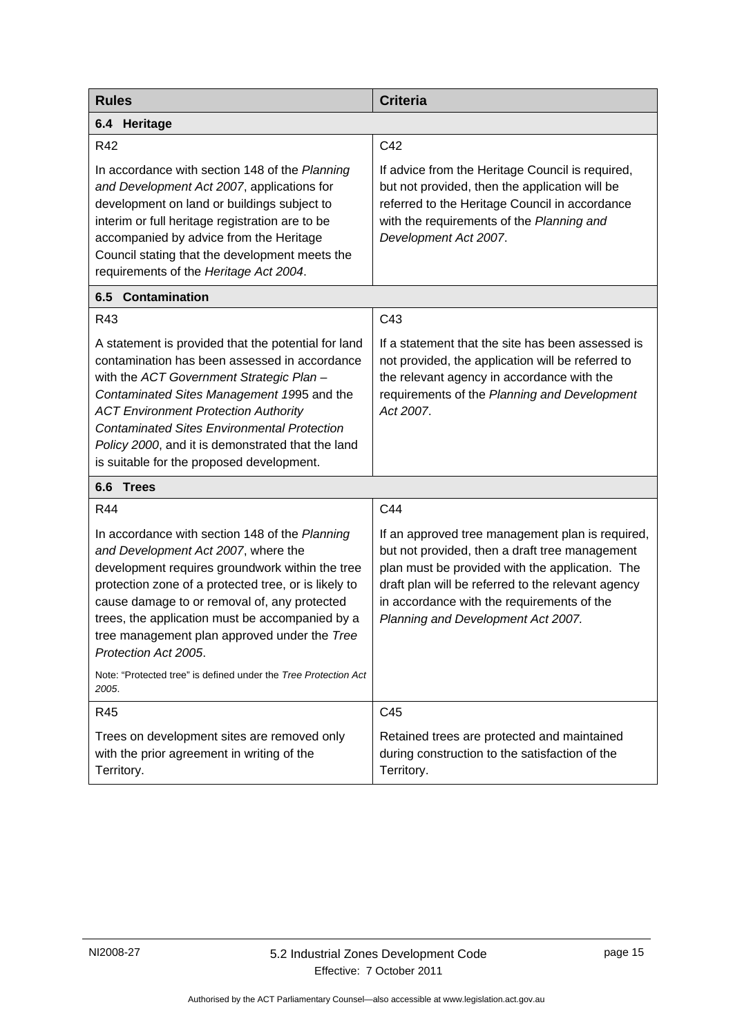| **Rules** | **Criteria** |
|---|---|
| **6.4 Heritage** | |
| R42<br><br>In accordance with section 148 of the *Planning and Development Act 2007*, applications for development on land or buildings subject to interim or full heritage registration are to be accompanied by advice from the Heritage Council stating that the development meets the requirements of the *Heritage Act 2004*. | C42<br><br>If advice from the Heritage Council is required, but not provided, then the application will be referred to the Heritage Council in accordance with the requirements of the *Planning and Development Act 2007*. |
| **6.5 Contamination** | |
| R43<br><br>A statement is provided that the potential for land contamination has been assessed in accordance with the *ACT Government Strategic Plan – Contaminated Sites Management 1995* and the *ACT Environment Protection Authority Contaminated Sites Environmental Protection Policy 2000*, and it is demonstrated that the land is suitable for the proposed development. | C43<br><br>If a statement that the site has been assessed is not provided, the application will be referred to the relevant agency in accordance with the requirements of the *Planning and Development Act 2007*. |
| **6.6 Trees** | |
| R44<br><br>In accordance with section 148 of the *Planning and Development Act 2007*, where the development requires groundwork within the tree protection zone of a protected tree, or is likely to cause damage to or removal of, any protected trees, the application must be accompanied by a tree management plan approved under the *Tree Protection Act 2005*.<br><br>Note: "Protected tree" is defined under the *Tree Protection Act 2005*. | C44<br><br>If an approved tree management plan is required, but not provided, then a draft tree management plan must be provided with the application. The draft plan will be referred to the relevant agency in accordance with the requirements of the *Planning and Development Act 2007.* |
| R45<br><br>Trees on development sites are removed only with the prior agreement in writing of the Territory. | C45<br><br>Retained trees are protected and maintained during construction to the satisfaction of the Territory. |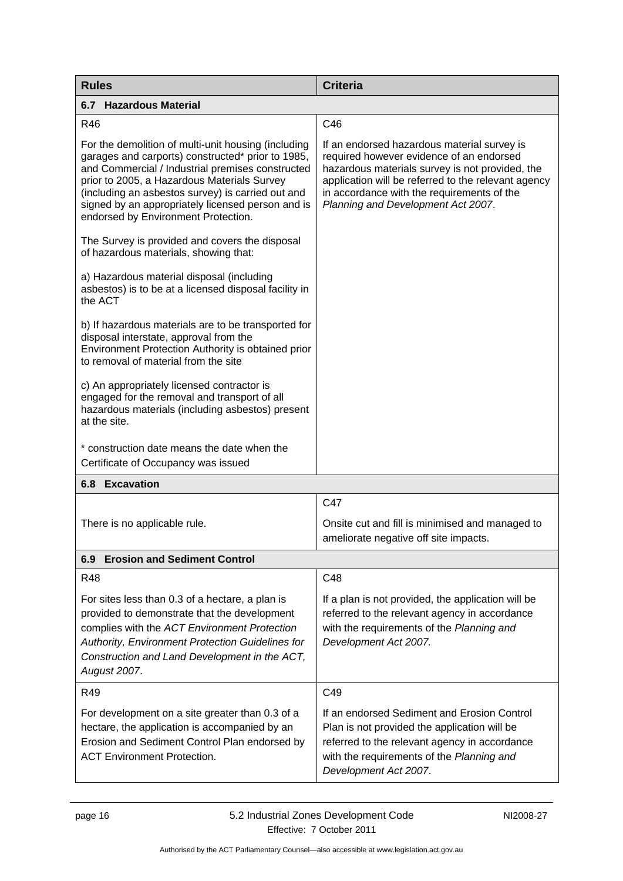| Rules | Criteria |
|---|---|
| **6.7 Hazardous Material** | |
| R46<br><br>For the demolition of multi-unit housing (including garages and carports) constructed* prior to 1985, and Commercial / Industrial premises constructed prior to 2005, a Hazardous Materials Survey (including an asbestos survey) is carried out and signed by an appropriately licensed person and is endorsed by Environment Protection.<br><br>The Survey is provided and covers the disposal of hazardous materials, showing that:<br><br>a) Hazardous material disposal (including asbestos) is to be at a licensed disposal facility in the ACT<br><br>b) If hazardous materials are to be transported for disposal interstate, approval from the Environment Protection Authority is obtained prior to removal of material from the site<br><br>c) An appropriately licensed contractor is engaged for the removal and transport of all hazardous materials (including asbestos) present at the site.<br><br>* construction date means the date when the Certificate of Occupancy was issued | C46<br><br>If an endorsed hazardous material survey is required however evidence of an endorsed hazardous materials survey is not provided, the application will be referred to the relevant agency in accordance with the requirements of the *Planning and Development Act 2007*. |
| **6.8 Excavation** | |
| There is no applicable rule. | C47<br><br>Onsite cut and fill is minimised and managed to ameliorate negative off site impacts. |
| **6.9 Erosion and Sediment Control** | |
| R48<br><br>For sites less than 0.3 of a hectare, a plan is provided to demonstrate that the development complies with the *ACT Environment Protection Authority, Environment Protection Guidelines for Construction and Land Development in the ACT, August 2007*. | C48<br><br>If a plan is not provided, the application will be referred to the relevant agency in accordance with the requirements of the *Planning and Development Act 2007.* |
| R49<br><br>For development on a site greater than 0.3 of a hectare, the application is accompanied by an Erosion and Sediment Control Plan endorsed by ACT Environment Protection. | C49<br><br>If an endorsed Sediment and Erosion Control Plan is not provided the application will be referred to the relevant agency in accordance with the requirements of the *Planning and Development Act 2007*. |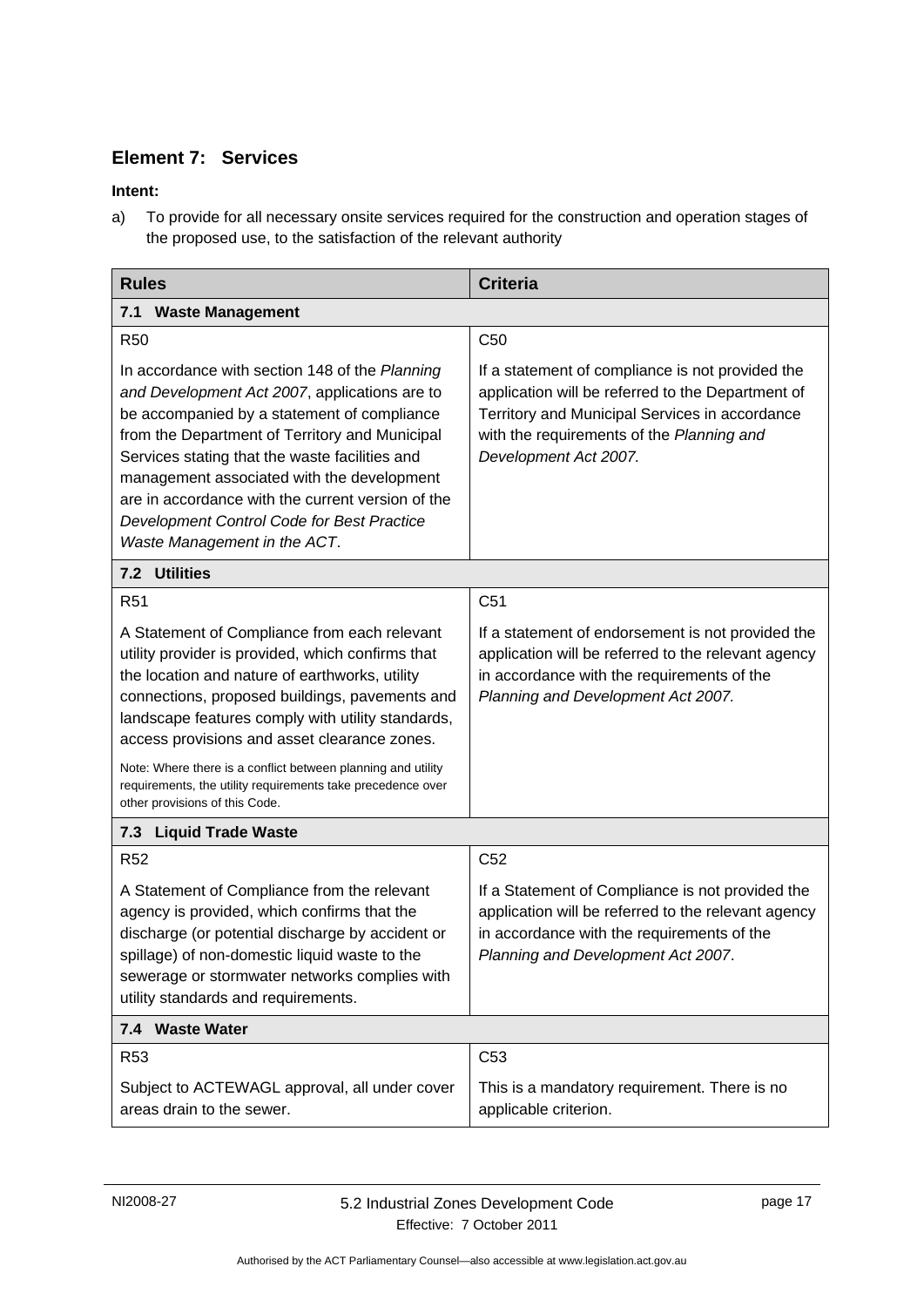## Element 7: Services

**Intent:**

a) To provide for all necessary onsite services required for the construction and operation stages of the proposed use, to the satisfaction of the relevant authority

| Rules | Criteria |
|---|---|
| **7.1 Waste Management** | |
| R50<br><br>In accordance with section 148 of the *Planning and Development Act 2007*, applications are to be accompanied by a statement of compliance from the Department of Territory and Municipal Services stating that the waste facilities and management associated with the development are in accordance with the current version of the *Development Control Code for Best Practice Waste Management in the ACT*. | C50<br><br>If a statement of compliance is not provided the application will be referred to the Department of Territory and Municipal Services in accordance with the requirements of the *Planning and Development Act 2007.* |
| **7.2 Utilities** | |
| R51<br><br>A Statement of Compliance from each relevant utility provider is provided, which confirms that the location and nature of earthworks, utility connections, proposed buildings, pavements and landscape features comply with utility standards, access provisions and asset clearance zones.<br><br>Note: Where there is a conflict between planning and utility requirements, the utility requirements take precedence over other provisions of this Code. | C51<br><br>If a statement of endorsement is not provided the application will be referred to the relevant agency in accordance with the requirements of the *Planning and Development Act 2007.* |
| **7.3 Liquid Trade Waste** | |
| R52<br><br>A Statement of Compliance from the relevant agency is provided, which confirms that the discharge (or potential discharge by accident or spillage) of non-domestic liquid waste to the sewerage or stormwater networks complies with utility standards and requirements. | C52<br><br>If a Statement of Compliance is not provided the application will be referred to the relevant agency in accordance with the requirements of the *Planning and Development Act 2007*. |
| **7.4 Waste Water** | |
| R53<br><br>Subject to ACTEWAGL approval, all under cover areas drain to the sewer. | C53<br><br>This is a mandatory requirement. There is no applicable criterion. |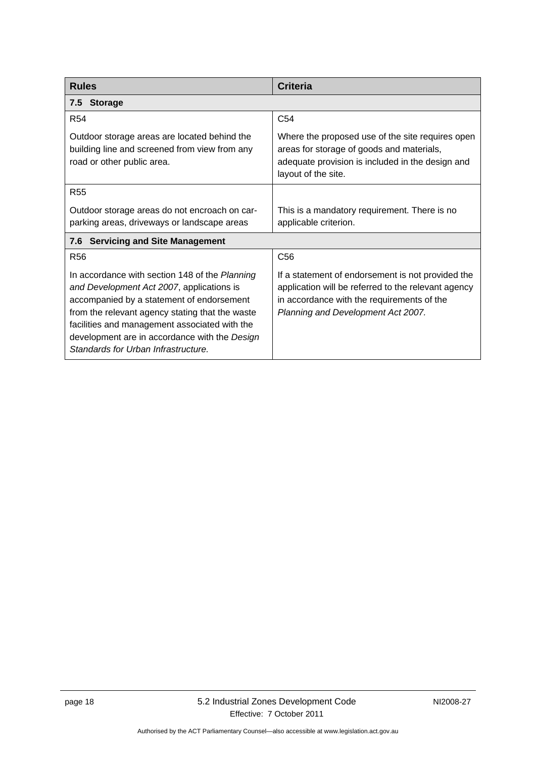| Rules | Criteria |
|---|---|
| **7.5 Storage** | |
| R54<br><br>Outdoor storage areas are located behind the building line and screened from view from any road or other public area. | C54<br><br>Where the proposed use of the site requires open areas for storage of goods and materials, adequate provision is included in the design and layout of the site. |
| R55<br><br>Outdoor storage areas do not encroach on car-parking areas, driveways or landscape areas | This is a mandatory requirement. There is no applicable criterion. |
| **7.6 Servicing and Site Management** | |
| R56<br><br>In accordance with section 148 of the *Planning and Development Act 2007*, applications is accompanied by a statement of endorsement from the relevant agency stating that the waste facilities and management associated with the development are in accordance with the *Design Standards for Urban Infrastructure.* | C56<br><br>If a statement of endorsement is not provided the application will be referred to the relevant agency in accordance with the requirements of the *Planning and Development Act 2007.* |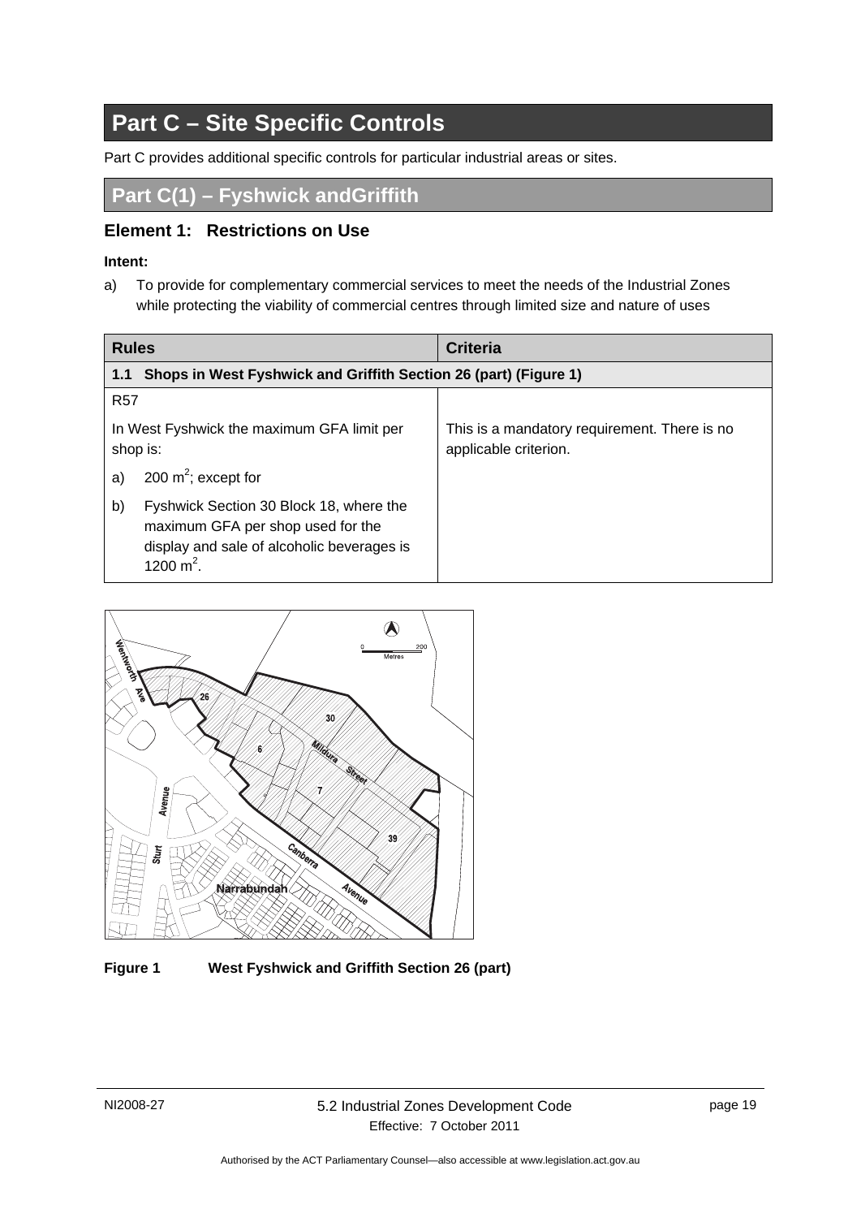# Part C – Site Specific Controls

Part C provides additional specific controls for particular industrial areas or sites.

## Part C(1) – Fyshwick andGriffith

### Element 1: Restrictions on Use

**Intent:**

a) To provide for complementary commercial services to meet the needs of the Industrial Zones while protecting the viability of commercial centres through limited size and nature of uses

| Rules | Criteria |
|---|---|
| **1.1 Shops in West Fyshwick and Griffith Section 26 (part) (Figure 1)** | |
| R57<br><br>In West Fyshwick the maximum GFA limit per shop is:<br><br>a) 200 $m^2$; except for<br><br>b) Fyshwick Section 30 Block 18, where the maximum GFA per shop used for the display and sale of alcoholic beverages is 1200 $m^2$. | This is a mandatory requirement. There is no applicable criterion. |

**Figure 1 West Fyshwick and Griffith Section 26 (part)**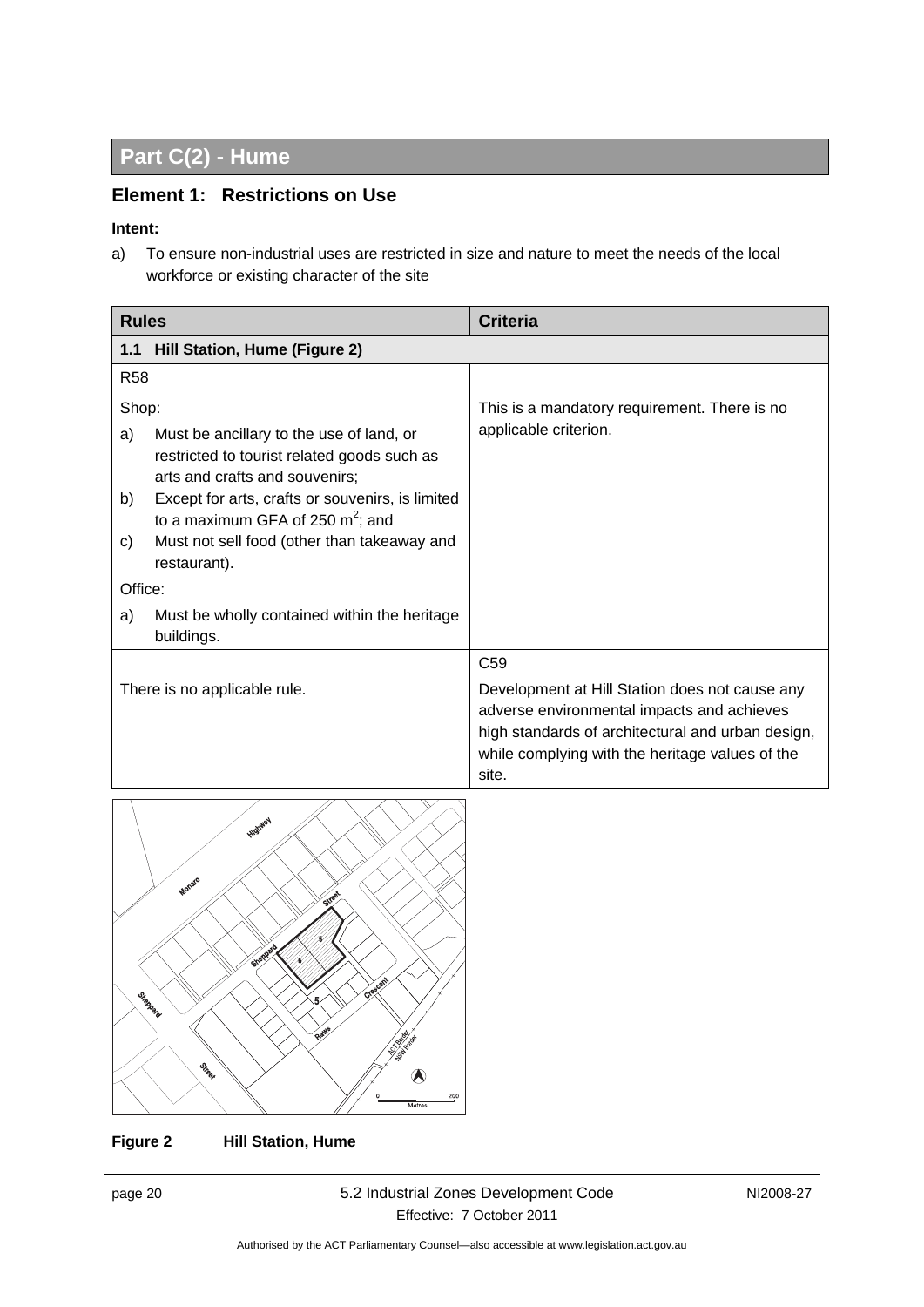# Part C(2) - Hume

## Element 1: Restrictions on Use

**Intent:**

a) To ensure non-industrial uses are restricted in size and nature to meet the needs of the local workforce or existing character of the site

| Rules | Criteria |
| --- | --- |
| **1.1 Hill Station, Hume (Figure 2)** | |
| R58<br><br>Shop:<br>a) Must be ancillary to the use of land, or restricted to tourist related goods such as arts and crafts and souvenirs;<br>b) Except for arts, crafts or souvenirs, is limited to a maximum GFA of 250 m$^2$; and<br>c) Must not sell food (other than takeaway and restaurant).<br><br>Office:<br>a) Must be wholly contained within the heritage buildings. | This is a mandatory requirement. There is no applicable criterion. |
| There is no applicable rule. | C59<br><br>Development at Hill Station does not cause any adverse environmental impacts and achieves high standards of architectural and urban design, while complying with the heritage values of the site. |

**Figure 2** **Hill Station, Hume**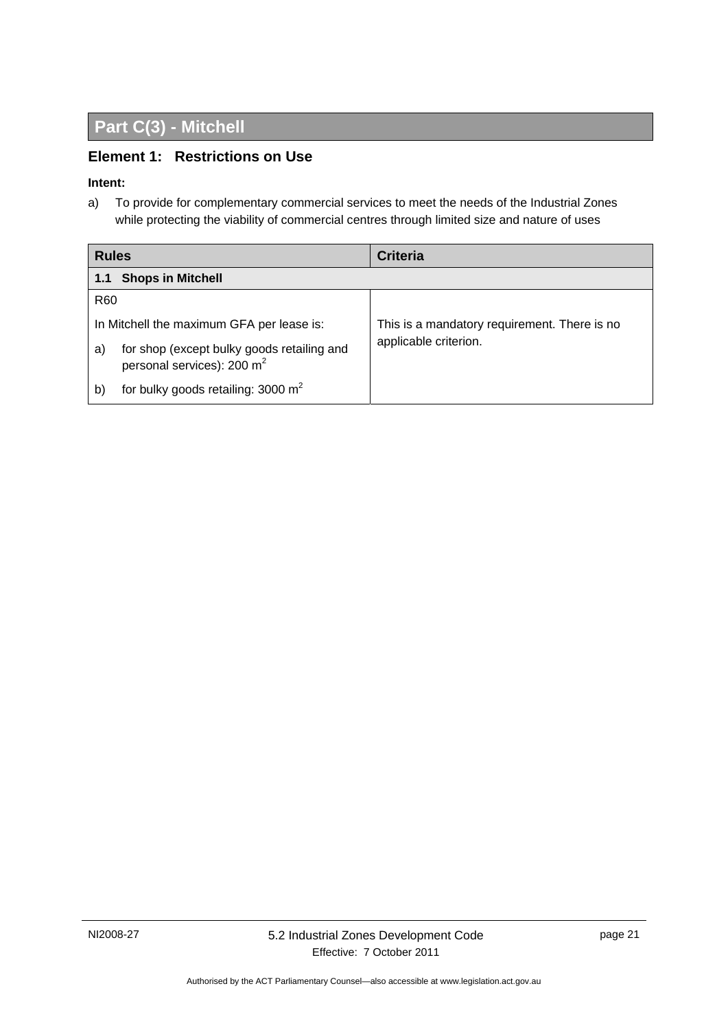# Part C(3) - Mitchell

## Element 1: Restrictions on Use

**Intent:**

a) To provide for complementary commercial services to meet the needs of the Industrial Zones while protecting the viability of commercial centres through limited size and nature of uses

| Rules | Criteria |
|---|---|
| **1.1 Shops in Mitchell** | |
| R60<br><br>In Mitchell the maximum GFA per lease is:<br><br>a) for shop (except bulky goods retailing and personal services): 200 $m^2$<br><br>b) for bulky goods retailing: 3000 $m^2$ | This is a mandatory requirement. There is no applicable criterion. |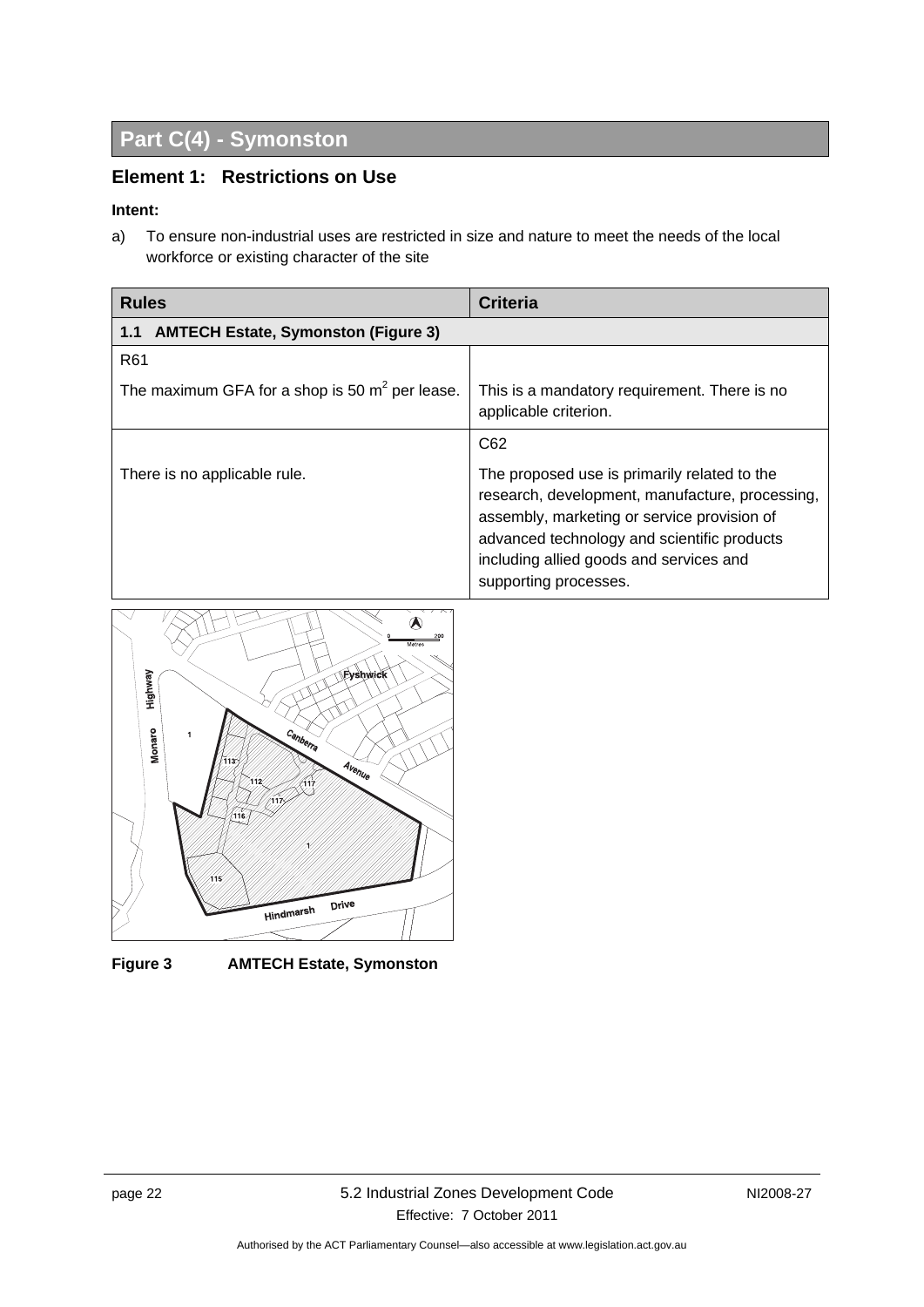# Part C(4) - Symonston

## Element 1: Restrictions on Use

**Intent:**

a) To ensure non-industrial uses are restricted in size and nature to meet the needs of the local workforce or existing character of the site

| Rules | Criteria |
|---|---|
| **1.1 AMTECH Estate, Symonston (Figure 3)** | |
| R61<br><br>The maximum GFA for a shop is 50 $m^2$ per lease. | This is a mandatory requirement. There is no applicable criterion. |
| There is no applicable rule. | C62<br><br>The proposed use is primarily related to the research, development, manufacture, processing, assembly, marketing or service provision of advanced technology and scientific products including allied goods and services and supporting processes. |

**Figure 3 AMTECH Estate, Symonston**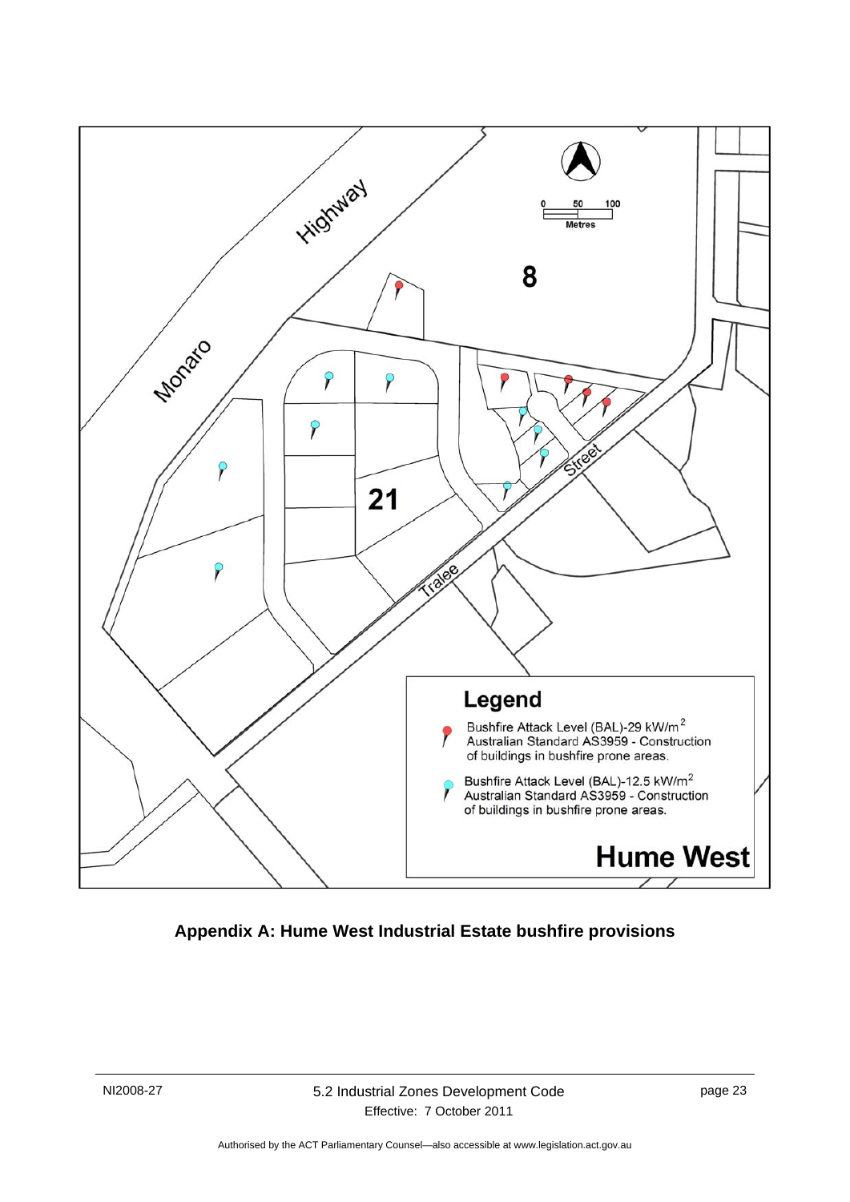Monaro Highway

8

21

Tralee Street

0 50 100
Metres

**Legend**

Bushfire Attack Level (BAL)-29 kW/m$^2$
Australian Standard AS3959 - Construction of buildings in bushfire prone areas.

Bushfire Attack Level (BAL)-12.5 kW/m$^2$
Australian Standard AS3959 - Construction of buildings in bushfire prone areas.

**Hume West**

**Appendix A: Hume West Industrial Estate bushfire provisions**